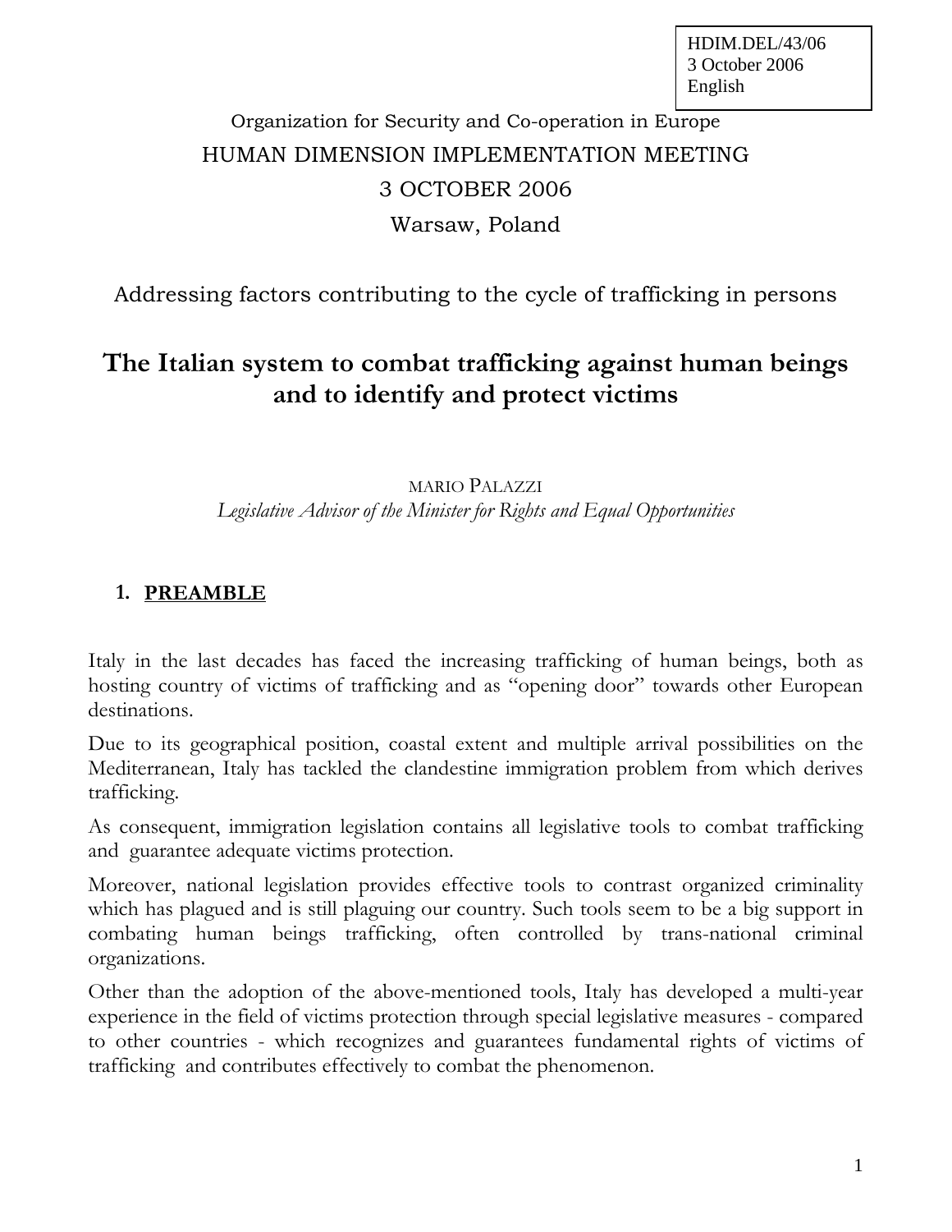HDIM.DEL/43/06
3 October 2006
English

Organization for Security and Co-operation in Europe

HUMAN DIMENSION IMPLEMENTATION MEETING

3 OCTOBER 2006

Warsaw, Poland

Addressing factors contributing to the cycle of trafficking in persons

# The Italian system to combat trafficking against human beings and to identify and protect victims

MARIO PALAZZI

*Legislative Advisor of the Minister for Rights and Equal Opportunities*

## 1. PREAMBLE

Italy in the last decades has faced the increasing trafficking of human beings, both as hosting country of victims of trafficking and as "opening door" towards other European destinations.

Due to its geographical position, coastal extent and multiple arrival possibilities on the Mediterranean, Italy has tackled the clandestine immigration problem from which derives trafficking.

As consequent, immigration legislation contains all legislative tools to combat trafficking and guarantee adequate victims protection.

Moreover, national legislation provides effective tools to contrast organized criminality which has plagued and is still plaguing our country. Such tools seem to be a big support in combating human beings trafficking, often controlled by trans-national criminal organizations.

Other than the adoption of the above-mentioned tools, Italy has developed a multi-year experience in the field of victims protection through special legislative measures - compared to other countries - which recognizes and guarantees fundamental rights of victims of trafficking and contributes effectively to combat the phenomenon.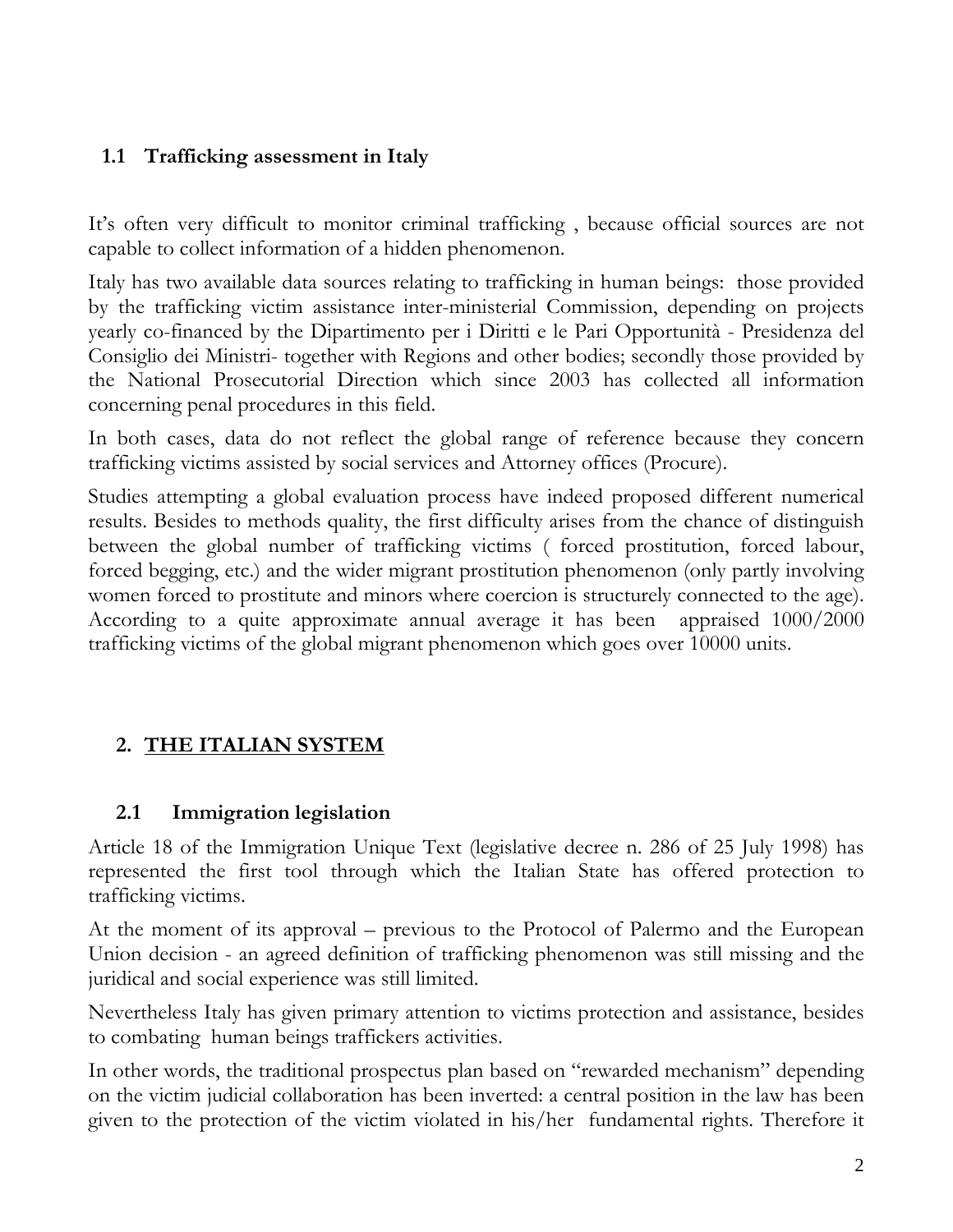## 1.1 Trafficking assessment in Italy

It's often very difficult to monitor criminal trafficking , because official sources are not capable to collect information of a hidden phenomenon.

Italy has two available data sources relating to trafficking in human beings: those provided by the trafficking victim assistance inter-ministerial Commission, depending on projects yearly co-financed by the Dipartimento per i Diritti e le Pari Opportunità - Presidenza del Consiglio dei Ministri- together with Regions and other bodies; secondly those provided by the National Prosecutorial Direction which since 2003 has collected all information concerning penal procedures in this field.

In both cases, data do not reflect the global range of reference because they concern trafficking victims assisted by social services and Attorney offices (Procure).

Studies attempting a global evaluation process have indeed proposed different numerical results. Besides to methods quality, the first difficulty arises from the chance of distinguish between the global number of trafficking victims ( forced prostitution, forced labour, forced begging, etc.) and the wider migrant prostitution phenomenon (only partly involving women forced to prostitute and minors where coercion is structurely connected to the age). According to a quite approximate annual average it has been appraised 1000/2000 trafficking victims of the global migrant phenomenon which goes over 10000 units.

# 2. THE ITALIAN SYSTEM

## 2.1 Immigration legislation

Article 18 of the Immigration Unique Text (legislative decree n. 286 of 25 July 1998) has represented the first tool through which the Italian State has offered protection to trafficking victims.

At the moment of its approval – previous to the Protocol of Palermo and the European Union decision - an agreed definition of trafficking phenomenon was still missing and the juridical and social experience was still limited.

Nevertheless Italy has given primary attention to victims protection and assistance, besides to combating human beings traffickers activities.

In other words, the traditional prospectus plan based on "rewarded mechanism" depending on the victim judicial collaboration has been inverted: a central position in the law has been given to the protection of the victim violated in his/her fundamental rights. Therefore it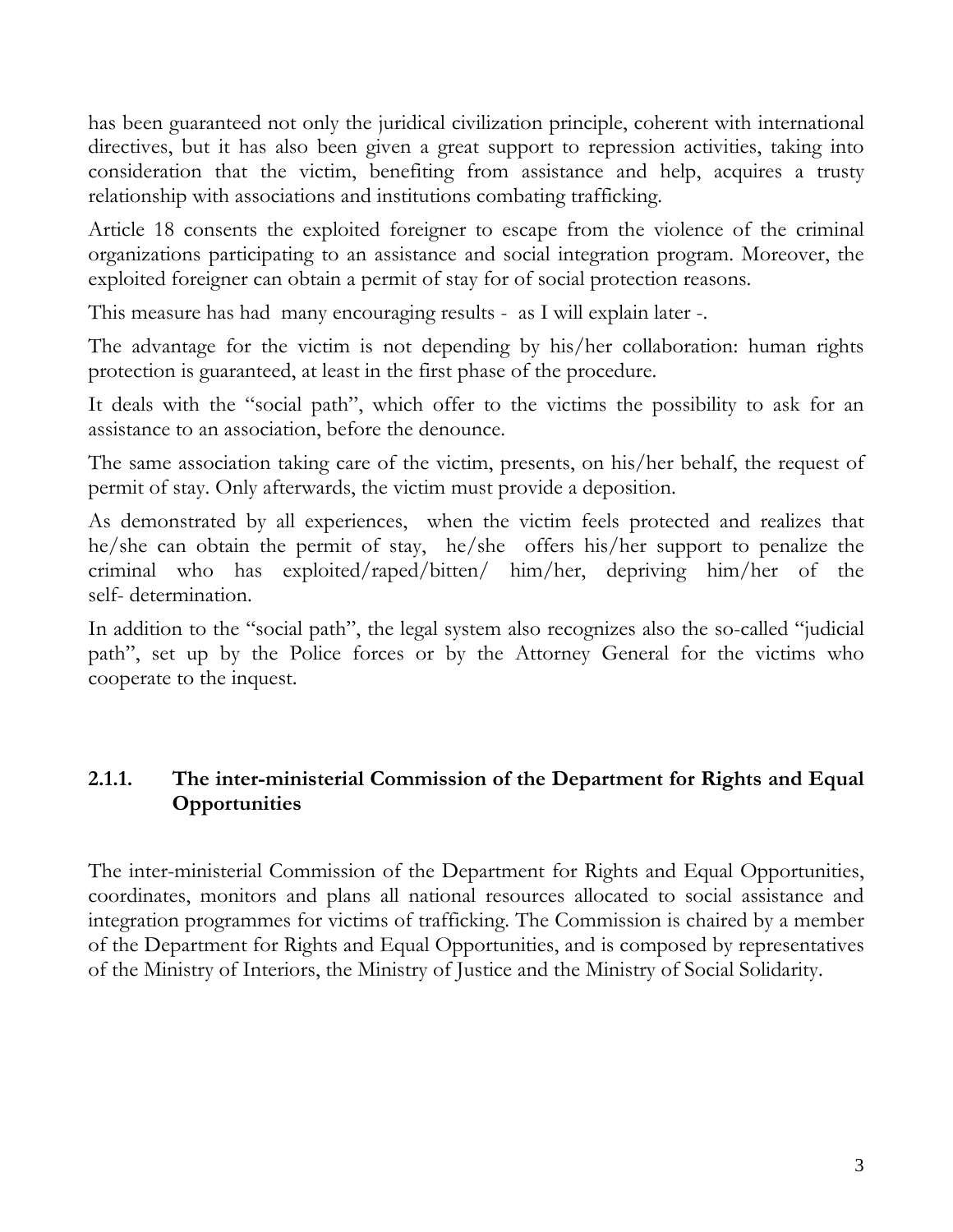has been guaranteed not only the juridical civilization principle, coherent with international directives, but it has also been given a great support to repression activities, taking into consideration that the victim, benefiting from assistance and help, acquires a trusty relationship with associations and institutions combating trafficking.

Article 18 consents the exploited foreigner to escape from the violence of the criminal organizations participating to an assistance and social integration program. Moreover, the exploited foreigner can obtain a permit of stay for of social protection reasons.

This measure has had many encouraging results - as I will explain later -.

The advantage for the victim is not depending by his/her collaboration: human rights protection is guaranteed, at least in the first phase of the procedure.

It deals with the "social path", which offer to the victims the possibility to ask for an assistance to an association, before the denounce.

The same association taking care of the victim, presents, on his/her behalf, the request of permit of stay. Only afterwards, the victim must provide a deposition.

As demonstrated by all experiences, when the victim feels protected and realizes that he/she can obtain the permit of stay, he/she offers his/her support to penalize the criminal who has exploited/raped/bitten/ him/her, depriving him/her of the self- determination.

In addition to the "social path", the legal system also recognizes also the so-called "judicial path", set up by the Police forces or by the Attorney General for the victims who cooperate to the inquest.

### 2.1.1. The inter-ministerial Commission of the Department for Rights and Equal Opportunities

The inter-ministerial Commission of the Department for Rights and Equal Opportunities, coordinates, monitors and plans all national resources allocated to social assistance and integration programmes for victims of trafficking. The Commission is chaired by a member of the Department for Rights and Equal Opportunities, and is composed by representatives of the Ministry of Interiors, the Ministry of Justice and the Ministry of Social Solidarity.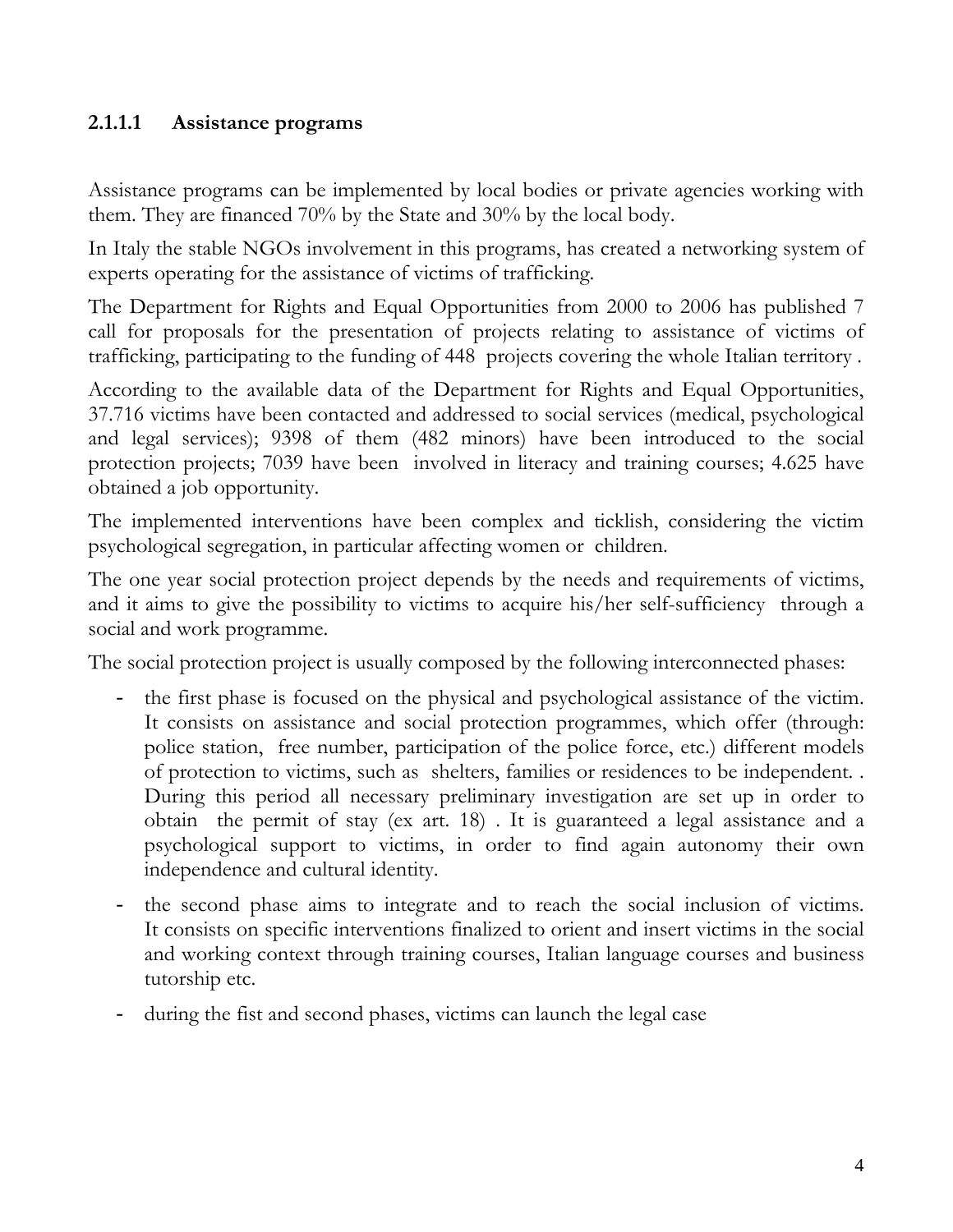#### 2.1.1.1 Assistance programs

Assistance programs can be implemented by local bodies or private agencies working with them. They are financed 70% by the State and 30% by the local body.

In Italy the stable NGOs involvement in this programs, has created a networking system of experts operating for the assistance of victims of trafficking.

The Department for Rights and Equal Opportunities from 2000 to 2006 has published 7 call for proposals for the presentation of projects relating to assistance of victims of trafficking, participating to the funding of 448 projects covering the whole Italian territory .

According to the available data of the Department for Rights and Equal Opportunities, 37.716 victims have been contacted and addressed to social services (medical, psychological and legal services); 9398 of them (482 minors) have been introduced to the social protection projects; 7039 have been involved in literacy and training courses; 4.625 have obtained a job opportunity.

The implemented interventions have been complex and ticklish, considering the victim psychological segregation, in particular affecting women or children.

The one year social protection project depends by the needs and requirements of victims, and it aims to give the possibility to victims to acquire his/her self-sufficiency through a social and work programme.

The social protection project is usually composed by the following interconnected phases:

- the first phase is focused on the physical and psychological assistance of the victim. It consists on assistance and social protection programmes, which offer (through: police station, free number, participation of the police force, etc.) different models of protection to victims, such as shelters, families or residences to be independent. . During this period all necessary preliminary investigation are set up in order to obtain the permit of stay (ex art. 18) . It is guaranteed a legal assistance and a psychological support to victims, in order to find again autonomy their own independence and cultural identity.
- the second phase aims to integrate and to reach the social inclusion of victims. It consists on specific interventions finalized to orient and insert victims in the social and working context through training courses, Italian language courses and business tutorship etc.
- during the fist and second phases, victims can launch the legal case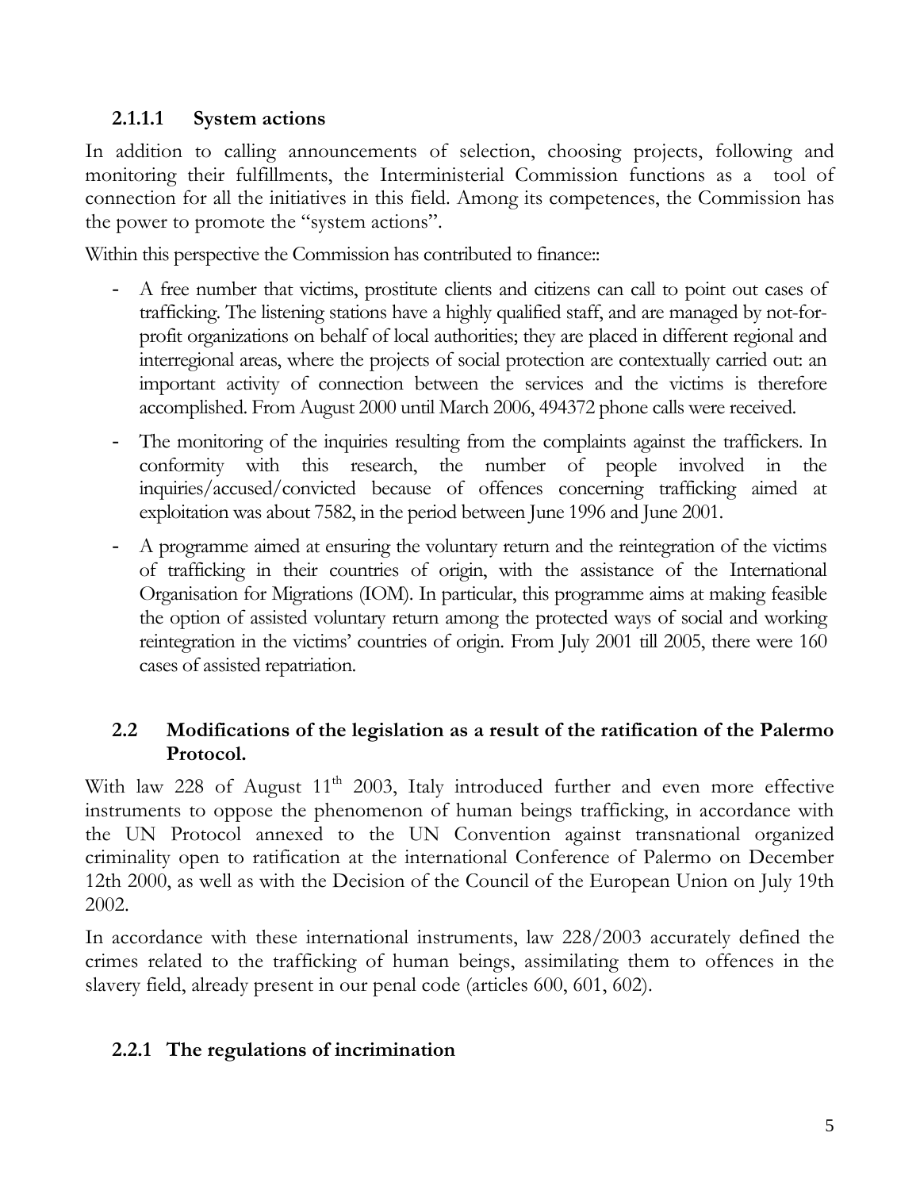#### 2.1.1.1 System actions

In addition to calling announcements of selection, choosing projects, following and monitoring their fulfillments, the Interministerial Commission functions as a tool of connection for all the initiatives in this field. Among its competences, the Commission has the power to promote the "system actions".

Within this perspective the Commission has contributed to finance::

- A free number that victims, prostitute clients and citizens can call to point out cases of trafficking. The listening stations have a highly qualified staff, and are managed by not-for-profit organizations on behalf of local authorities; they are placed in different regional and interregional areas, where the projects of social protection are contextually carried out: an important activity of connection between the services and the victims is therefore accomplished. From August 2000 until March 2006, 494372 phone calls were received.
- The monitoring of the inquiries resulting from the complaints against the traffickers. In conformity with this research, the number of people involved in the inquiries/accused/convicted because of offences concerning trafficking aimed at exploitation was about 7582, in the period between June 1996 and June 2001.
- A programme aimed at ensuring the voluntary return and the reintegration of the victims of trafficking in their countries of origin, with the assistance of the International Organisation for Migrations (IOM). In particular, this programme aims at making feasible the option of assisted voluntary return among the protected ways of social and working reintegration in the victims' countries of origin. From July 2001 till 2005, there were 160 cases of assisted repatriation.

## 2.2 Modifications of the legislation as a result of the ratification of the Palermo Protocol.

With law 228 of August 11th 2003, Italy introduced further and even more effective instruments to oppose the phenomenon of human beings trafficking, in accordance with the UN Protocol annexed to the UN Convention against transnational organized criminality open to ratification at the international Conference of Palermo on December 12th 2000, as well as with the Decision of the Council of the European Union on July 19th 2002.

In accordance with these international instruments, law 228/2003 accurately defined the crimes related to the trafficking of human beings, assimilating them to offences in the slavery field, already present in our penal code (articles 600, 601, 602).

### 2.2.1 The regulations of incrimination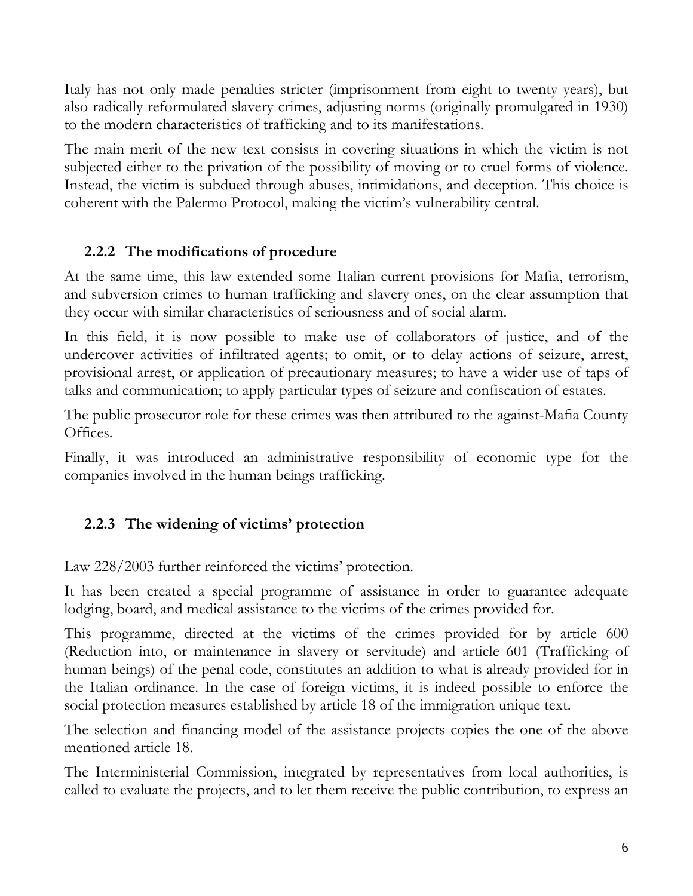Italy has not only made penalties stricter (imprisonment from eight to twenty years), but also radically reformulated slavery crimes, adjusting norms (originally promulgated in 1930) to the modern characteristics of trafficking and to its manifestations.

The main merit of the new text consists in covering situations in which the victim is not subjected either to the privation of the possibility of moving or to cruel forms of violence. Instead, the victim is subdued through abuses, intimidations, and deception. This choice is coherent with the Palermo Protocol, making the victim's vulnerability central.

### 2.2.2 The modifications of procedure

At the same time, this law extended some Italian current provisions for Mafia, terrorism, and subversion crimes to human trafficking and slavery ones, on the clear assumption that they occur with similar characteristics of seriousness and of social alarm.

In this field, it is now possible to make use of collaborators of justice, and of the undercover activities of infiltrated agents; to omit, or to delay actions of seizure, arrest, provisional arrest, or application of precautionary measures; to have a wider use of taps of talks and communication; to apply particular types of seizure and confiscation of estates.

The public prosecutor role for these crimes was then attributed to the against-Mafia County Offices.

Finally, it was introduced an administrative responsibility of economic type for the companies involved in the human beings trafficking.

### 2.2.3 The widening of victims' protection

Law 228/2003 further reinforced the victims' protection.

It has been created a special programme of assistance in order to guarantee adequate lodging, board, and medical assistance to the victims of the crimes provided for.

This programme, directed at the victims of the crimes provided for by article 600 (Reduction into, or maintenance in slavery or servitude) and article 601 (Trafficking of human beings) of the penal code, constitutes an addition to what is already provided for in the Italian ordinance. In the case of foreign victims, it is indeed possible to enforce the social protection measures established by article 18 of the immigration unique text.

The selection and financing model of the assistance projects copies the one of the above mentioned article 18.

The Interministerial Commission, integrated by representatives from local authorities, is called to evaluate the projects, and to let them receive the public contribution, to express an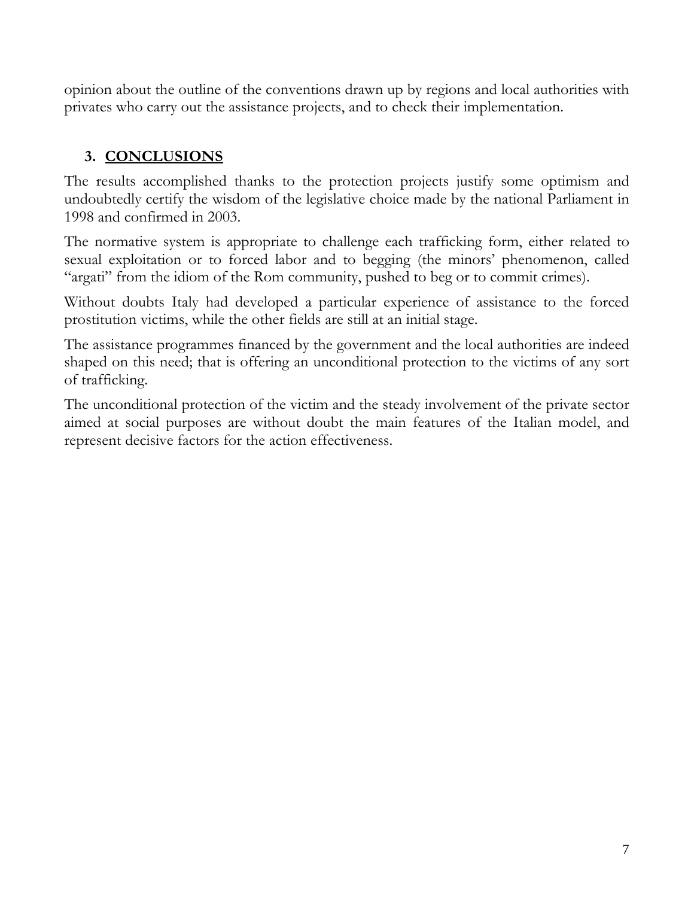opinion about the outline of the conventions drawn up by regions and local authorities with privates who carry out the assistance projects, and to check their implementation.

## 3. CONCLUSIONS

The results accomplished thanks to the protection projects justify some optimism and undoubtedly certify the wisdom of the legislative choice made by the national Parliament in 1998 and confirmed in 2003.

The normative system is appropriate to challenge each trafficking form, either related to sexual exploitation or to forced labor and to begging (the minors' phenomenon, called "argati" from the idiom of the Rom community, pushed to beg or to commit crimes).

Without doubts Italy had developed a particular experience of assistance to the forced prostitution victims, while the other fields are still at an initial stage.

The assistance programmes financed by the government and the local authorities are indeed shaped on this need; that is offering an unconditional protection to the victims of any sort of trafficking.

The unconditional protection of the victim and the steady involvement of the private sector aimed at social purposes are without doubt the main features of the Italian model, and represent decisive factors for the action effectiveness.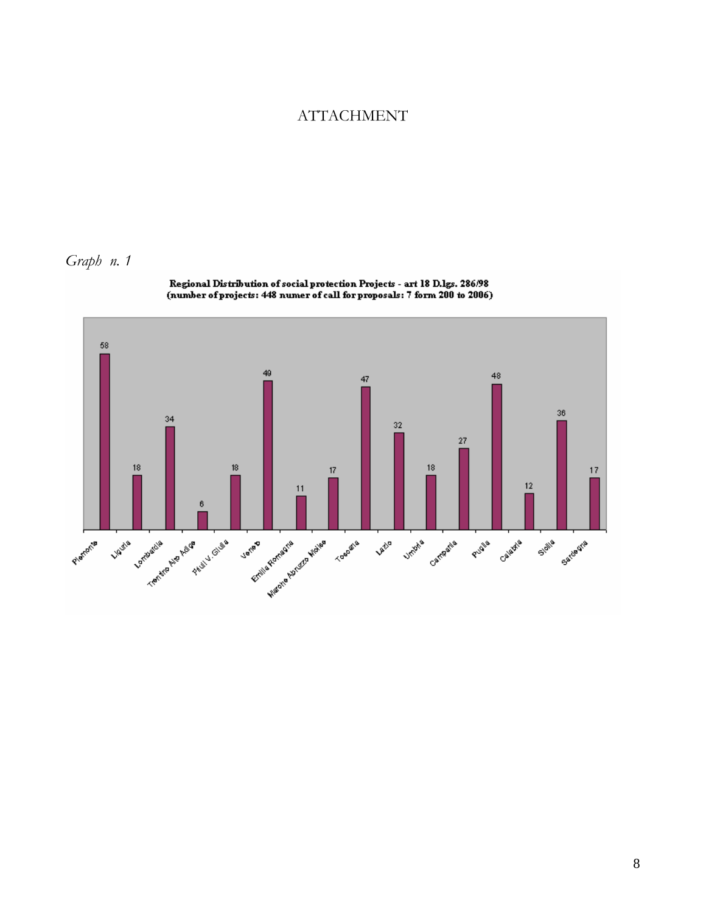# ATTACHMENT

*Graph n. 1*

**Regional Distribution of social protection Projects - art 18 D.lgs. 286/98 (number of projects: 448 numer of call for proposals: 7 form 200 to 2006)**

| Region | Number of projects |
| --- | --- |
| Piemonte | 58 |
| Liguria | 18 |
| Lombardia | 34 |
| Trentino Alto Adige | 6 |
| Friuli V. Giulia | 18 |
| Veneto | 49 |
| Emilia Romagna | 11 |
| Marche Abruzzo Molise | 17 |
| Toscana | 47 |
| Lazio | 32 |
| Umbria | 18 |
| Campania | 27 |
| Puglia | 48 |
| Calabria | 12 |
| Sicilia | 36 |
| Sardegna | 17 |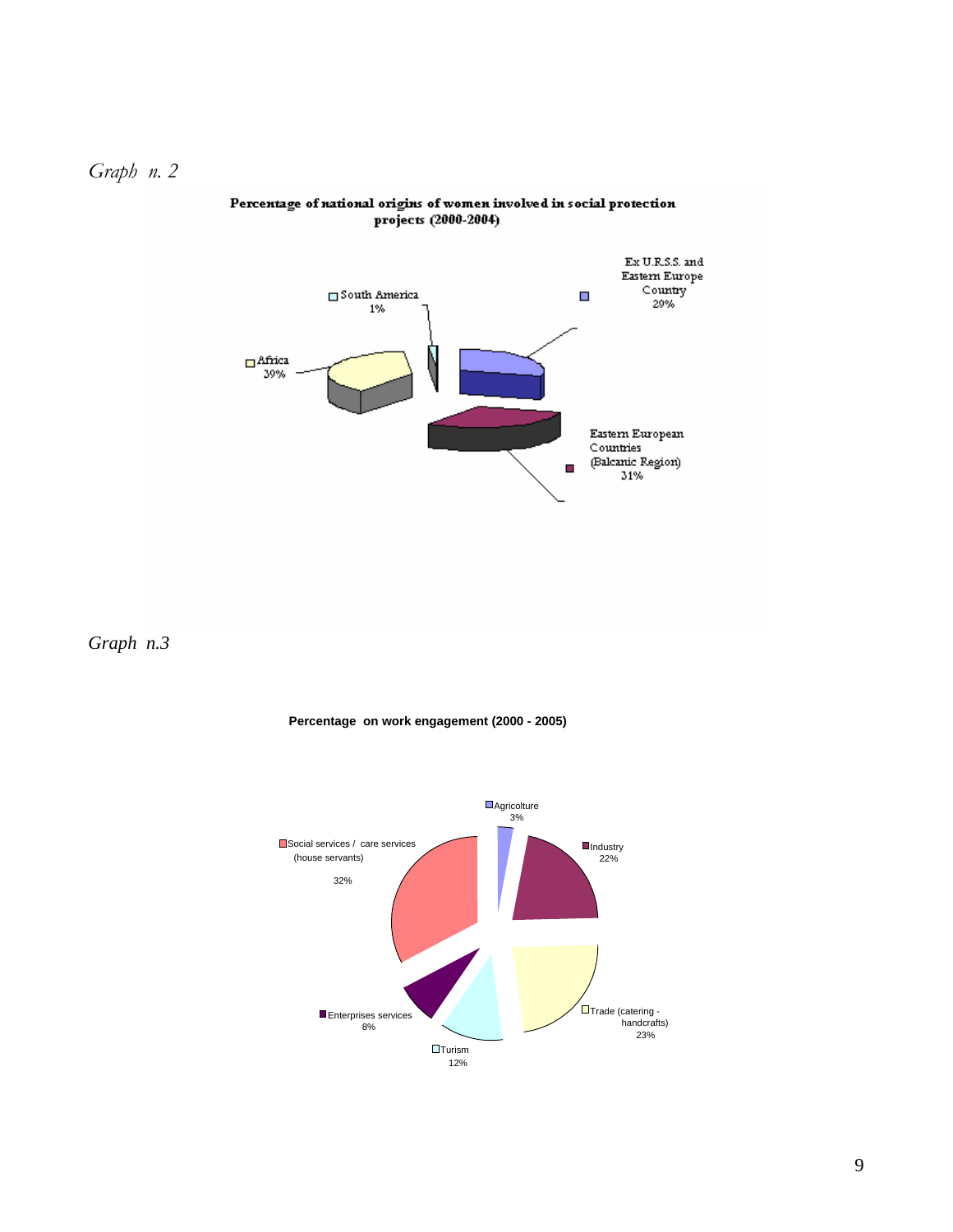*Graph n. 2*

**Percentage of national origins of women involved in social protection projects (2000-2004)**

| Origin | Percentage |
|---|---|
| Africa | 39% |
| South America | 1% |
| Ex U.R.S.S. and Eastern Europe Country | 29% |
| Eastern European Countries (Balcanic Region) | 31% |

*Graph n.3*

**Percentage on work engagement (2000 - 2005)**

| Sector | Percentage |
|---|---|
| Agricolture | 3% |
| Industry | 22% |
| Trade (catering - handcrafts) | 23% |
| Turism | 12% |
| Enterprises services | 8% |
| Social services / care services (house servants) | 32% |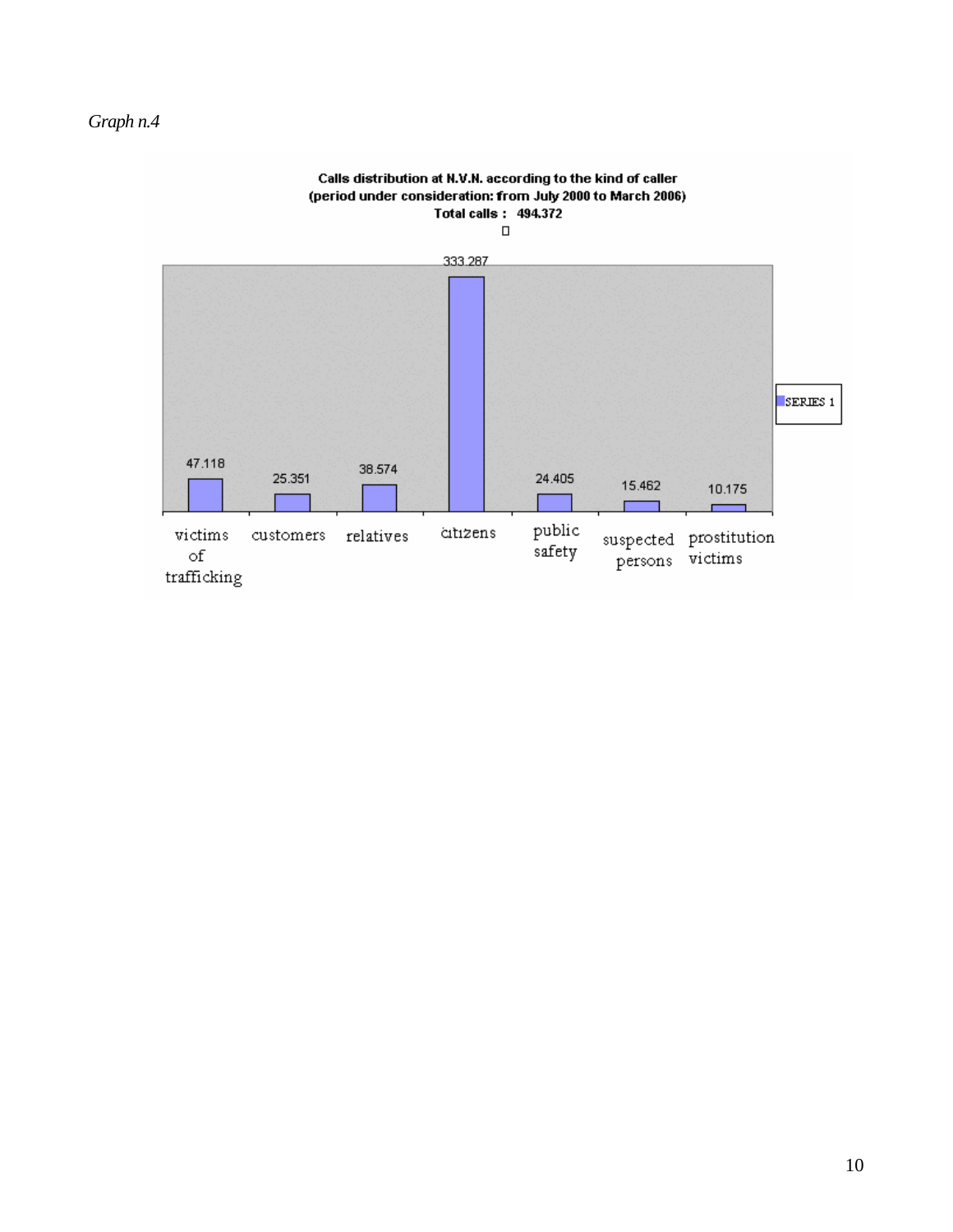*Graph n.4*

Calls distribution at N.V.N. according to the kind of caller
(period under consideration: from July 2000 to March 2006)
Total calls : 494.372

333.287

47.118

25.351

38.574

24.405

15.462

10.175

SERIES 1

victims of trafficking

customers

relatives

citizens

public safety

suspected persons

prostitution victims